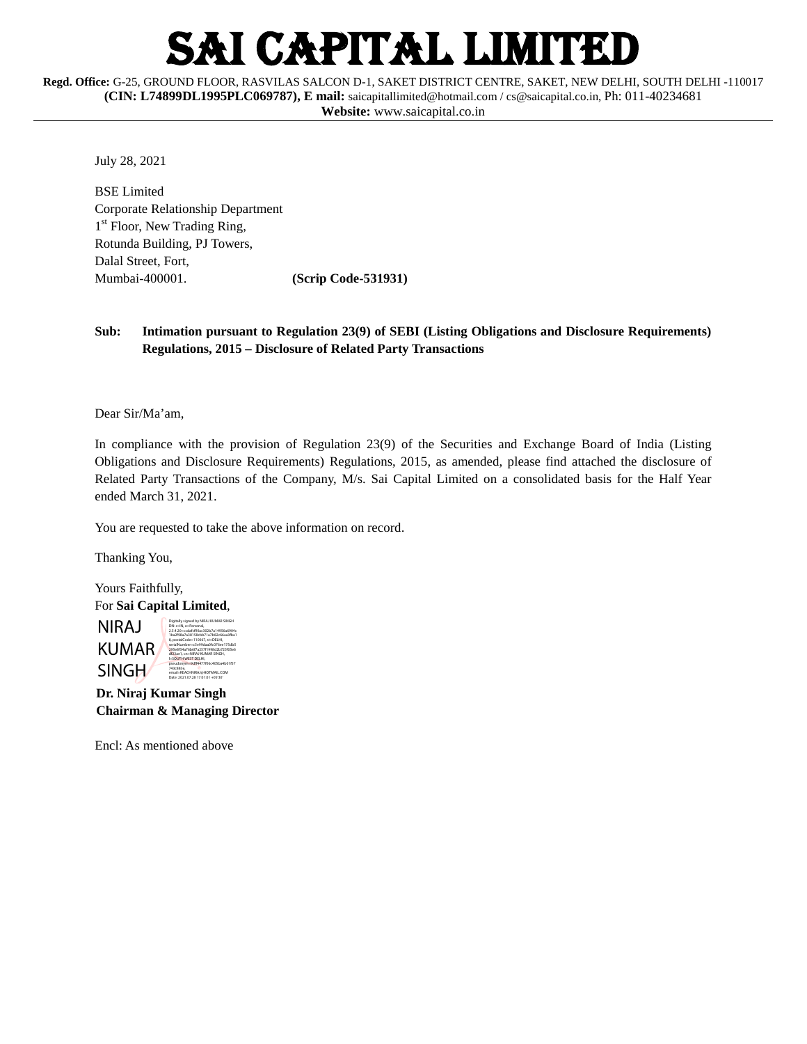# SAI CAPITAL LIMITED

**Regd. Office:** G-25, GROUND FLOOR, RASVILAS SALCON D-1, SAKET DISTRICT CENTRE, SAKET, NEW DELHI, SOUTH DELHI -110017
**(CIN: L74899DL1995PLC069787), E mail:** saicapitallimited@hotmail.com / cs@saicapital.co.in, Ph: 011-40234681
**Website:** www.saicapital.co.in

July 28, 2021

BSE Limited
Corporate Relationship Department
1st Floor, New Trading Ring,
Rotunda Building, PJ Towers,
Dalal Street, Fort,
Mumbai-400001. **(Scrip Code-531931)**

**Sub: Intimation pursuant to Regulation 23(9) of SEBI (Listing Obligations and Disclosure Requirements) Regulations, 2015 – Disclosure of Related Party Transactions**

Dear Sir/Ma'am,

In compliance with the provision of Regulation 23(9) of the Securities and Exchange Board of India (Listing Obligations and Disclosure Requirements) Regulations, 2015, as amended, please find attached the disclosure of Related Party Transactions of the Company, M/s. Sai Capital Limited on a consolidated basis for the Half Year ended March 31, 2021.

You are requested to take the above information on record.

Thanking You,

Yours Faithfully,
For **Sai Capital Limited**,

NIRAJ KUMAR SINGH

**Dr. Niraj Kumar Singh**
**Chairman & Managing Director**

Encl: As mentioned above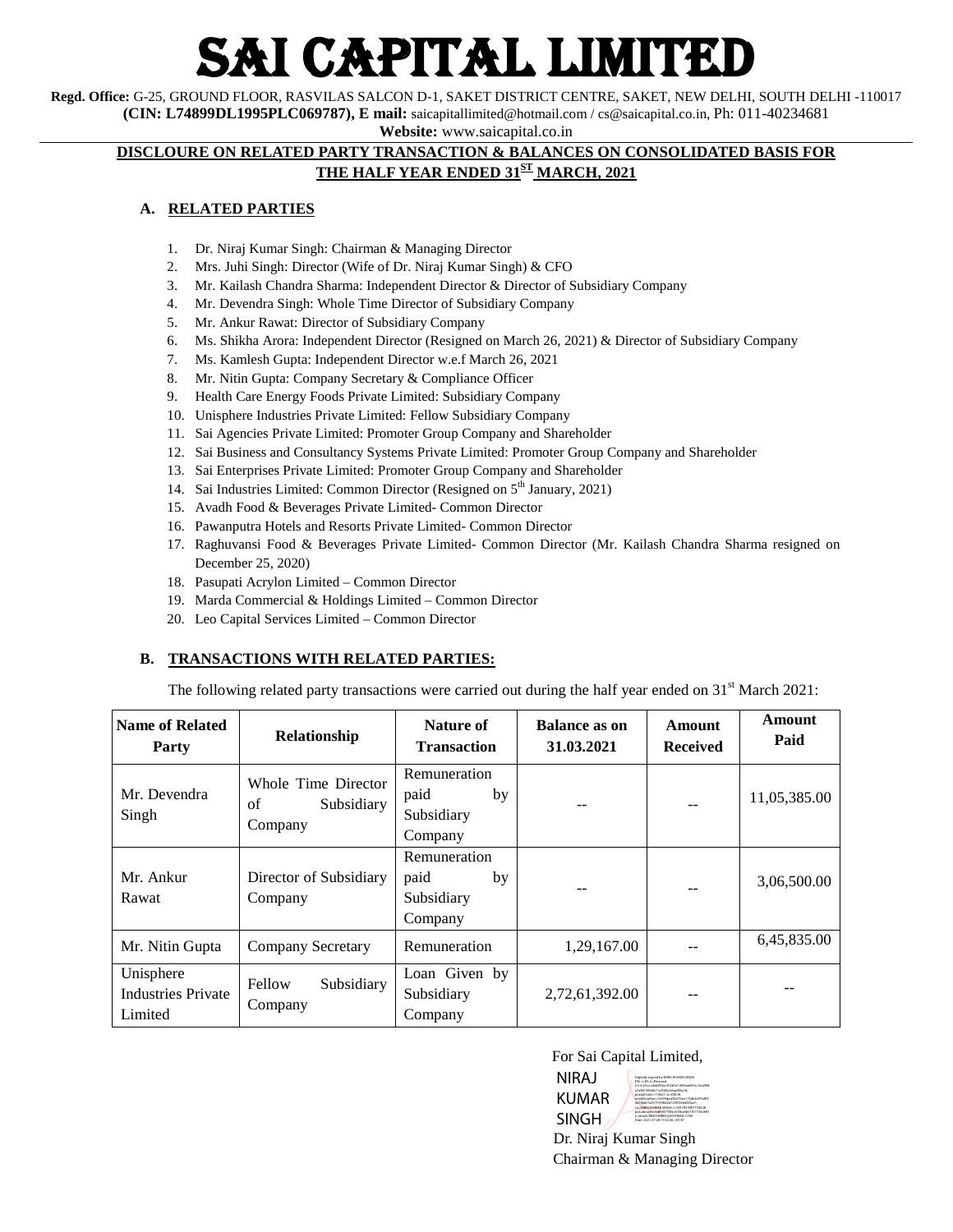# SAI CAPITAL LIMITED

**Regd. Office:** G-25, GROUND FLOOR, RASVILAS SALCON D-1, SAKET DISTRICT CENTRE, SAKET, NEW DELHI, SOUTH DELHI -110017
**(CIN: L74899DL1995PLC069787), E mail:** saicapitallimited@hotmail.com / cs@saicapital.co.in, Ph: 011-40234681
**Website:** www.saicapital.co.in

**DISCLOURE ON RELATED PARTY TRANSACTION & BALANCES ON CONSOLIDATED BASIS FOR THE HALF YEAR ENDED 31ST MARCH, 2021**

## A. RELATED PARTIES

1. Dr. Niraj Kumar Singh: Chairman & Managing Director
2. Mrs. Juhi Singh: Director (Wife of Dr. Niraj Kumar Singh) & CFO
3. Mr. Kailash Chandra Sharma: Independent Director & Director of Subsidiary Company
4. Mr. Devendra Singh: Whole Time Director of Subsidiary Company
5. Mr. Ankur Rawat: Director of Subsidiary Company
6. Ms. Shikha Arora: Independent Director (Resigned on March 26, 2021) & Director of Subsidiary Company
7. Ms. Kamlesh Gupta: Independent Director w.e.f March 26, 2021
8. Mr. Nitin Gupta: Company Secretary & Compliance Officer
9. Health Care Energy Foods Private Limited: Subsidiary Company
10. Unisphere Industries Private Limited: Fellow Subsidiary Company
11. Sai Agencies Private Limited: Promoter Group Company and Shareholder
12. Sai Business and Consultancy Systems Private Limited: Promoter Group Company and Shareholder
13. Sai Enterprises Private Limited: Promoter Group Company and Shareholder
14. Sai Industries Limited: Common Director (Resigned on 5th January, 2021)
15. Avadh Food & Beverages Private Limited- Common Director
16. Pawanputra Hotels and Resorts Private Limited- Common Director
17. Raghuvansi Food & Beverages Private Limited- Common Director (Mr. Kailash Chandra Sharma resigned on December 25, 2020)
18. Pasupati Acrylon Limited – Common Director
19. Marda Commercial & Holdings Limited – Common Director
20. Leo Capital Services Limited – Common Director

## B. TRANSACTIONS WITH RELATED PARTIES:

The following related party transactions were carried out during the half year ended on 31st March 2021:

| Name of Related Party | Relationship | Nature of Transaction | Balance as on 31.03.2021 | Amount Received | Amount Paid |
|---|---|---|---|---|---|
| Mr. Devendra Singh | Whole Time Director of Subsidiary Company | Remuneration paid by Subsidiary Company | -- | -- | 11,05,385.00 |
| Mr. Ankur Rawat | Director of Subsidiary Company | Remuneration paid by Subsidiary Company | -- | -- | 3,06,500.00 |
| Mr. Nitin Gupta | Company Secretary | Remuneration | 1,29,167.00 | -- | 6,45,835.00 |
| Unisphere Industries Private Limited | Fellow Subsidiary Company | Loan Given by Subsidiary Company | 2,72,61,392.00 | -- | -- |

For Sai Capital Limited,

NIRAJ KUMAR SINGH

Dr. Niraj Kumar Singh
Chairman & Managing Director